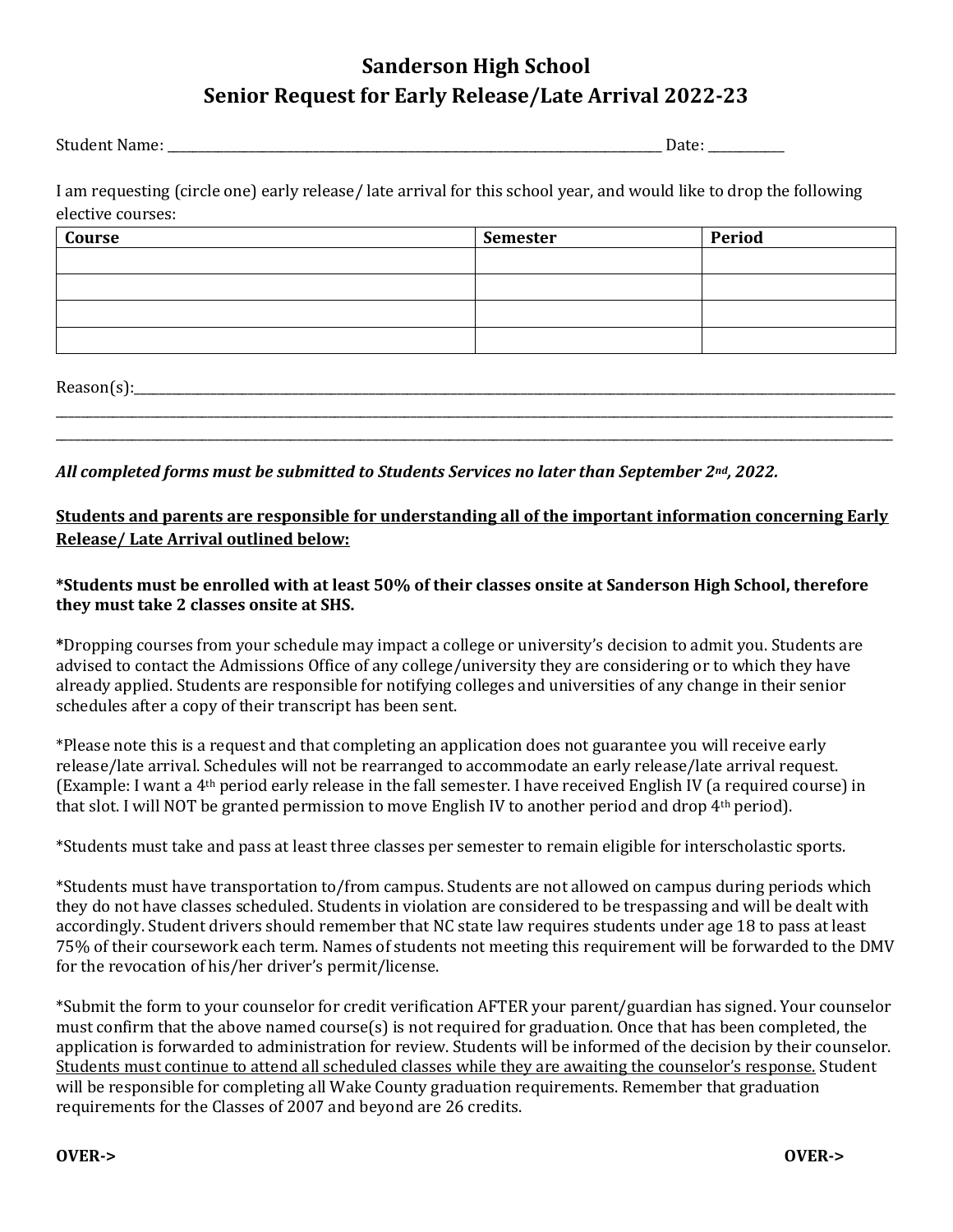# Sanderson High School
## Senior Request for Early Release/Late Arrival 2022-23

Student Name: ______________________________________________________________ Date: __________

I am requesting (circle one) early release/ late arrival for this school year, and would like to drop the following elective courses:

| Course | Semester | Period |
| --- | --- | --- |
| | | |
| | | |
| | | |
| | | |

Reason(s):_______________________________________________________________________________________________
_________________________________________________________________________________________________________
_________________________________________________________________________________________________________

***All completed forms must be submitted to Students Services no later than September 2nd, 2022.***

**Students and parents are responsible for understanding all of the important information concerning Early Release/ Late Arrival outlined below:**

***Students must be enrolled with at least 50% of their classes onsite at Sanderson High School, therefore they must take 2 classes onsite at SHS.**

**\***Dropping courses from your schedule may impact a college or university's decision to admit you. Students are advised to contact the Admissions Office of any college/university they are considering or to which they have already applied. Students are responsible for notifying colleges and universities of any change in their senior schedules after a copy of their transcript has been sent.

*Please note this is a request and that completing an application does not guarantee you will receive early release/late arrival. Schedules will not be rearranged to accommodate an early release/late arrival request. (Example: I want a 4th period early release in the fall semester. I have received English IV (a required course) in that slot. I will NOT be granted permission to move English IV to another period and drop 4th period).

*Students must take and pass at least three classes per semester to remain eligible for interscholastic sports.

*Students must have transportation to/from campus. Students are not allowed on campus during periods which they do not have classes scheduled. Students in violation are considered to be trespassing and will be dealt with accordingly. Student drivers should remember that NC state law requires students under age 18 to pass at least 75% of their coursework each term. Names of students not meeting this requirement will be forwarded to the DMV for the revocation of his/her driver's permit/license.

*Submit the form to your counselor for credit verification AFTER your parent/guardian has signed. Your counselor must confirm that the above named course(s) is not required for graduation. Once that has been completed, the application is forwarded to administration for review. Students will be informed of the decision by their counselor. <u>Students must continue to attend all scheduled classes while they are awaiting the counselor's response.</u> Student will be responsible for completing all Wake County graduation requirements. Remember that graduation requirements for the Classes of 2007 and beyond are 26 credits.

**OVER->** **OVER->**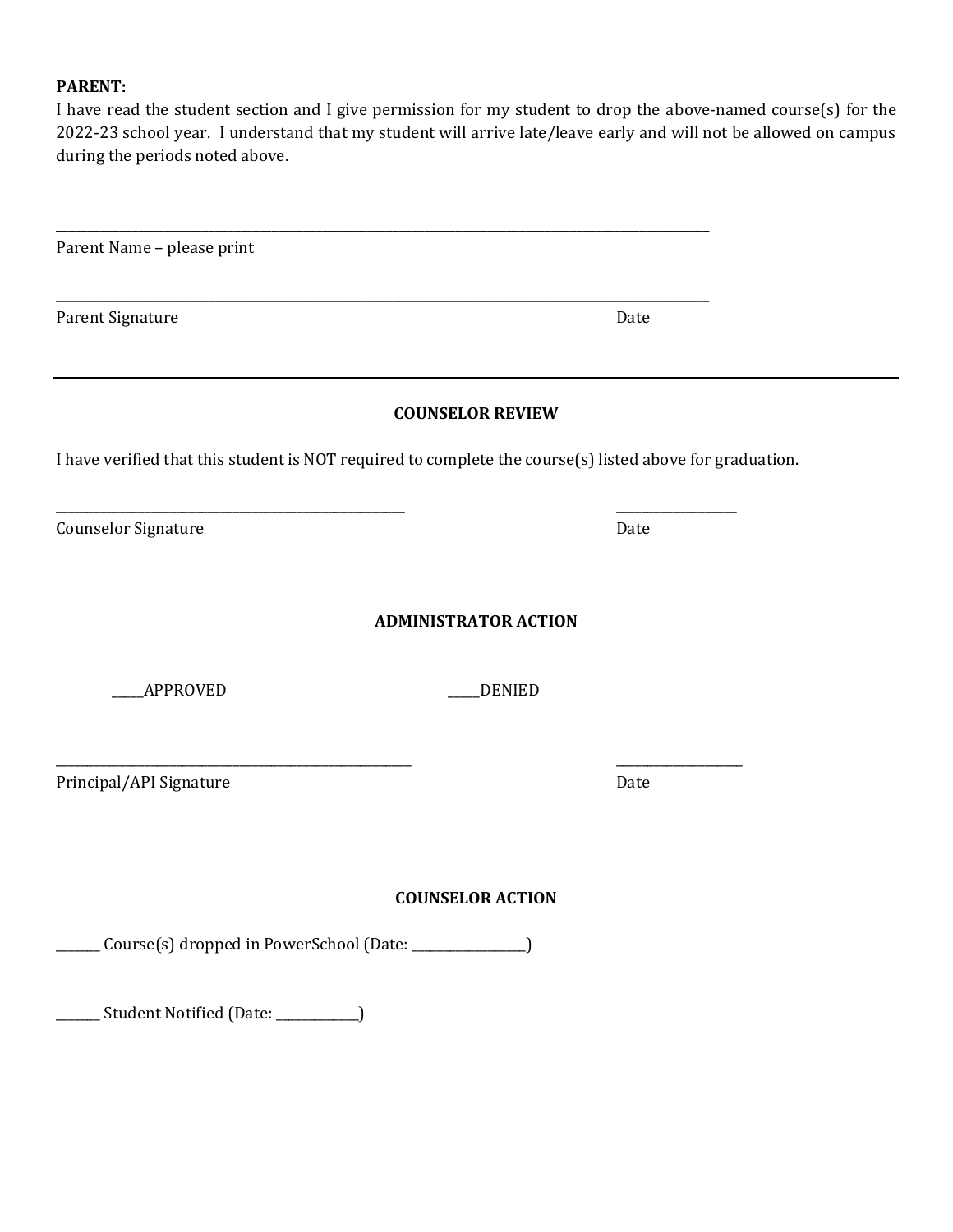**PARENT:**

I have read the student section and I give permission for my student to drop the above-named course(s) for the 2022-23 school year. I understand that my student will arrive late/leave early and will not be allowed on campus during the periods noted above.

_______________________________________________________________________________

Parent Name – please print

_______________________________________________________________________________

Parent Signature Date

---

**COUNSELOR REVIEW**

I have verified that this student is NOT required to complete the course(s) listed above for graduation.

______________________________________________ ________________

Counselor Signature Date

**ADMINISTRATOR ACTION**

_____APPROVED _____DENIED

______________________________________________ ________________

Principal/API Signature Date

**COUNSELOR ACTION**

_______ Course(s) dropped in PowerSchool (Date: _________________)

_______ Student Notified (Date: _____________)